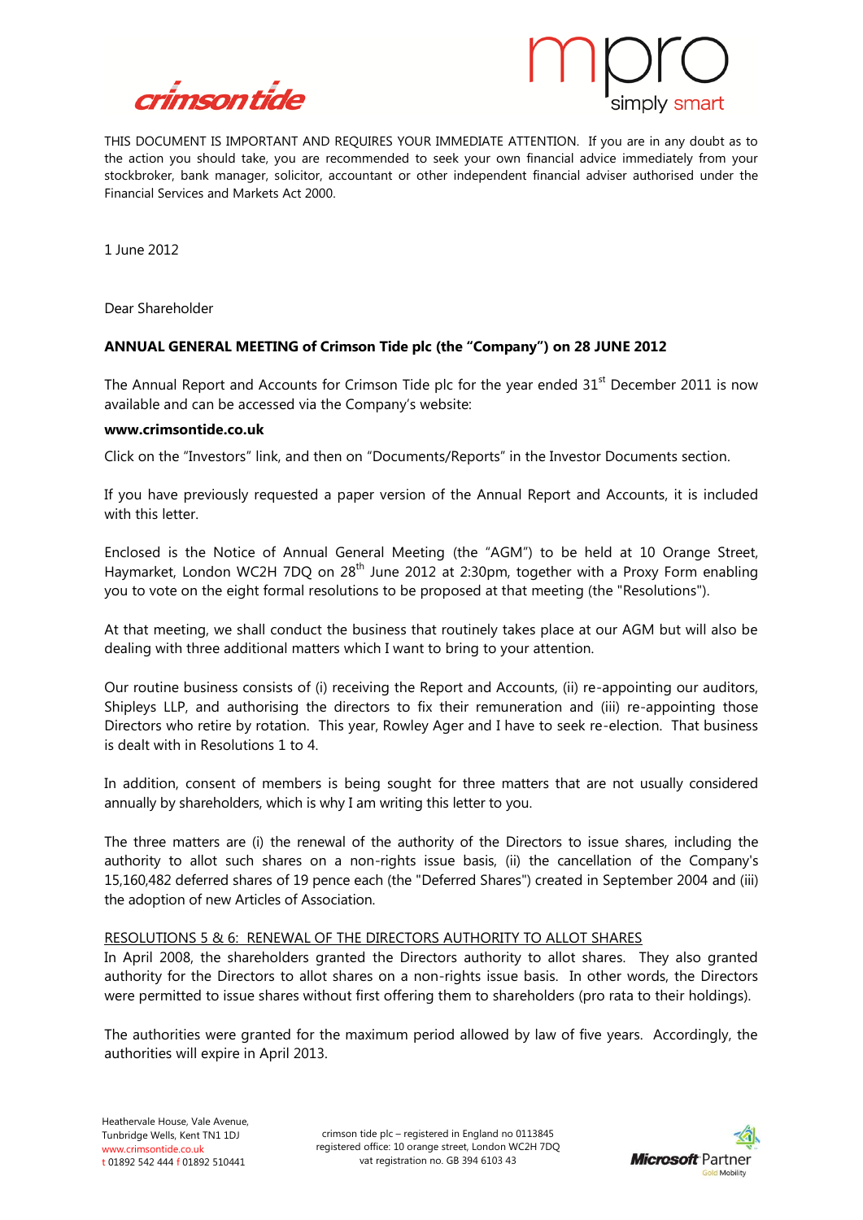THIS DOCUMENT IS IMPORTANT AND REQUIRES YOUR IMMEDIATE ATTENTION. If you are in any doubt as to the action you should take, you are recommended to seek your own financial advice immediately from your stockbroker, bank manager, solicitor, accountant or other independent financial adviser authorised under the Financial Services and Markets Act 2000.

1 June 2012

Dear Shareholder

**ANNUAL GENERAL MEETING of Crimson Tide plc (the "Company") on 28 JUNE 2012**

The Annual Report and Accounts for Crimson Tide plc for the year ended 31st December 2011 is now available and can be accessed via the Company's website:

**www.crimsontide.co.uk**

Click on the "Investors" link, and then on "Documents/Reports" in the Investor Documents section.

If you have previously requested a paper version of the Annual Report and Accounts, it is included with this letter.

Enclosed is the Notice of Annual General Meeting (the "AGM") to be held at 10 Orange Street, Haymarket, London WC2H 7DQ on 28th June 2012 at 2:30pm, together with a Proxy Form enabling you to vote on the eight formal resolutions to be proposed at that meeting (the "Resolutions").

At that meeting, we shall conduct the business that routinely takes place at our AGM but will also be dealing with three additional matters which I want to bring to your attention.

Our routine business consists of (i) receiving the Report and Accounts, (ii) re-appointing our auditors, Shipleys LLP, and authorising the directors to fix their remuneration and (iii) re-appointing those Directors who retire by rotation. This year, Rowley Ager and I have to seek re-election. That business is dealt with in Resolutions 1 to 4.

In addition, consent of members is being sought for three matters that are not usually considered annually by shareholders, which is why I am writing this letter to you.

The three matters are (i) the renewal of the authority of the Directors to issue shares, including the authority to allot such shares on a non-rights issue basis, (ii) the cancellation of the Company's 15,160,482 deferred shares of 19 pence each (the "Deferred Shares") created in September 2004 and (iii) the adoption of new Articles of Association.

RESOLUTIONS 5 & 6: RENEWAL OF THE DIRECTORS AUTHORITY TO ALLOT SHARES

In April 2008, the shareholders granted the Directors authority to allot shares. They also granted authority for the Directors to allot shares on a non-rights issue basis. In other words, the Directors were permitted to issue shares without first offering them to shareholders (pro rata to their holdings).

The authorities were granted for the maximum period allowed by law of five years. Accordingly, the authorities will expire in April 2013.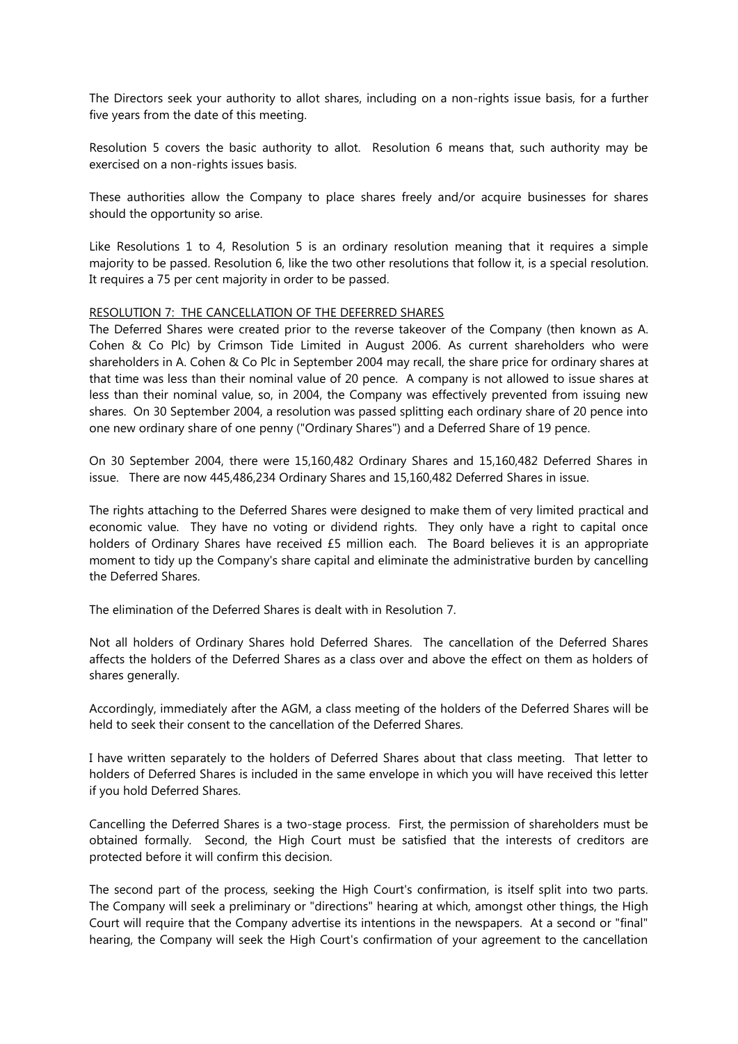The Directors seek your authority to allot shares, including on a non-rights issue basis, for a further five years from the date of this meeting.

Resolution 5 covers the basic authority to allot. Resolution 6 means that, such authority may be exercised on a non-rights issues basis.

These authorities allow the Company to place shares freely and/or acquire businesses for shares should the opportunity so arise.

Like Resolutions 1 to 4, Resolution 5 is an ordinary resolution meaning that it requires a simple majority to be passed. Resolution 6, like the two other resolutions that follow it, is a special resolution. It requires a 75 per cent majority in order to be passed.

## RESOLUTION 7: THE CANCELLATION OF THE DEFERRED SHARES

The Deferred Shares were created prior to the reverse takeover of the Company (then known as A. Cohen & Co Plc) by Crimson Tide Limited in August 2006. As current shareholders who were shareholders in A. Cohen & Co Plc in September 2004 may recall, the share price for ordinary shares at that time was less than their nominal value of 20 pence. A company is not allowed to issue shares at less than their nominal value, so, in 2004, the Company was effectively prevented from issuing new shares. On 30 September 2004, a resolution was passed splitting each ordinary share of 20 pence into one new ordinary share of one penny ("Ordinary Shares") and a Deferred Share of 19 pence.

On 30 September 2004, there were 15,160,482 Ordinary Shares and 15,160,482 Deferred Shares in issue. There are now 445,486,234 Ordinary Shares and 15,160,482 Deferred Shares in issue.

The rights attaching to the Deferred Shares were designed to make them of very limited practical and economic value. They have no voting or dividend rights. They only have a right to capital once holders of Ordinary Shares have received £5 million each. The Board believes it is an appropriate moment to tidy up the Company's share capital and eliminate the administrative burden by cancelling the Deferred Shares.

The elimination of the Deferred Shares is dealt with in Resolution 7.

Not all holders of Ordinary Shares hold Deferred Shares. The cancellation of the Deferred Shares affects the holders of the Deferred Shares as a class over and above the effect on them as holders of shares generally.

Accordingly, immediately after the AGM, a class meeting of the holders of the Deferred Shares will be held to seek their consent to the cancellation of the Deferred Shares.

I have written separately to the holders of Deferred Shares about that class meeting. That letter to holders of Deferred Shares is included in the same envelope in which you will have received this letter if you hold Deferred Shares.

Cancelling the Deferred Shares is a two-stage process. First, the permission of shareholders must be obtained formally. Second, the High Court must be satisfied that the interests of creditors are protected before it will confirm this decision.

The second part of the process, seeking the High Court's confirmation, is itself split into two parts. The Company will seek a preliminary or "directions" hearing at which, amongst other things, the High Court will require that the Company advertise its intentions in the newspapers. At a second or "final" hearing, the Company will seek the High Court's confirmation of your agreement to the cancellation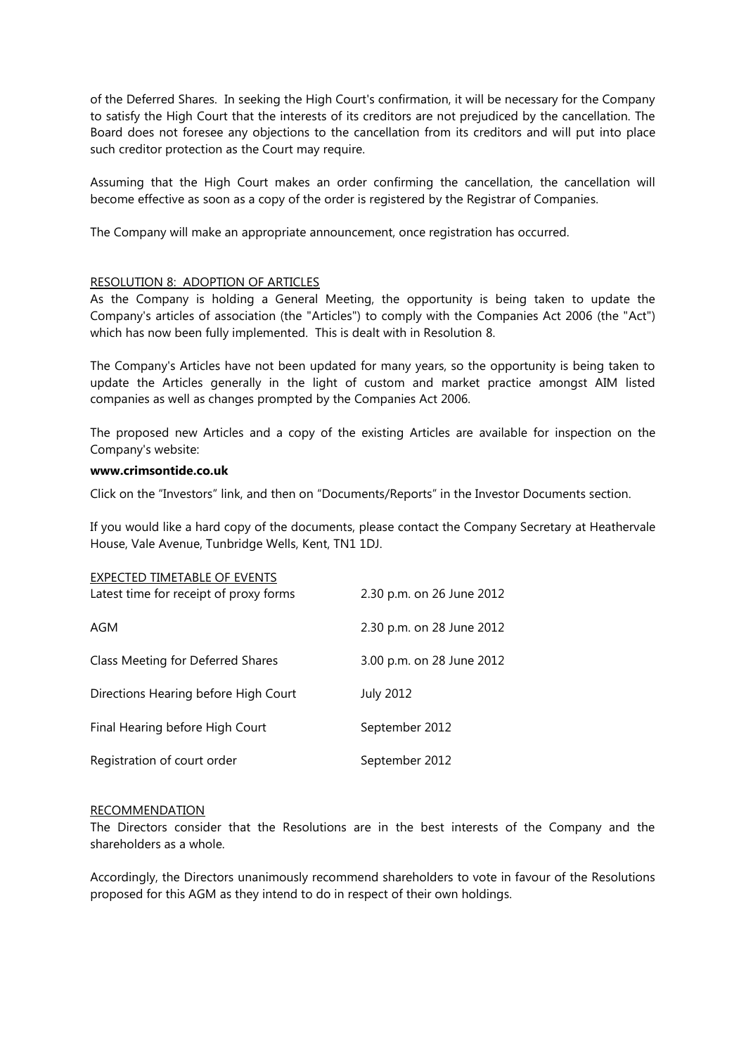of the Deferred Shares. In seeking the High Court's confirmation, it will be necessary for the Company to satisfy the High Court that the interests of its creditors are not prejudiced by the cancellation. The Board does not foresee any objections to the cancellation from its creditors and will put into place such creditor protection as the Court may require.

Assuming that the High Court makes an order confirming the cancellation, the cancellation will become effective as soon as a copy of the order is registered by the Registrar of Companies.

The Company will make an appropriate announcement, once registration has occurred.

## RESOLUTION 8: ADOPTION OF ARTICLES

As the Company is holding a General Meeting, the opportunity is being taken to update the Company's articles of association (the "Articles") to comply with the Companies Act 2006 (the "Act") which has now been fully implemented. This is dealt with in Resolution 8.

The Company's Articles have not been updated for many years, so the opportunity is being taken to update the Articles generally in the light of custom and market practice amongst AIM listed companies as well as changes prompted by the Companies Act 2006.

The proposed new Articles and a copy of the existing Articles are available for inspection on the Company's website:

**www.crimsontide.co.uk**

Click on the "Investors" link, and then on "Documents/Reports" in the Investor Documents section.

If you would like a hard copy of the documents, please contact the Company Secretary at Heathervale House, Vale Avenue, Tunbridge Wells, Kent, TN1 1DJ.

## EXPECTED TIMETABLE OF EVENTS

| | |
|---|---|
| Latest time for receipt of proxy forms | 2.30 p.m. on 26 June 2012 |
| AGM | 2.30 p.m. on 28 June 2012 |
| Class Meeting for Deferred Shares | 3.00 p.m. on 28 June 2012 |
| Directions Hearing before High Court | July 2012 |
| Final Hearing before High Court | September 2012 |
| Registration of court order | September 2012 |

## RECOMMENDATION

The Directors consider that the Resolutions are in the best interests of the Company and the shareholders as a whole.

Accordingly, the Directors unanimously recommend shareholders to vote in favour of the Resolutions proposed for this AGM as they intend to do in respect of their own holdings.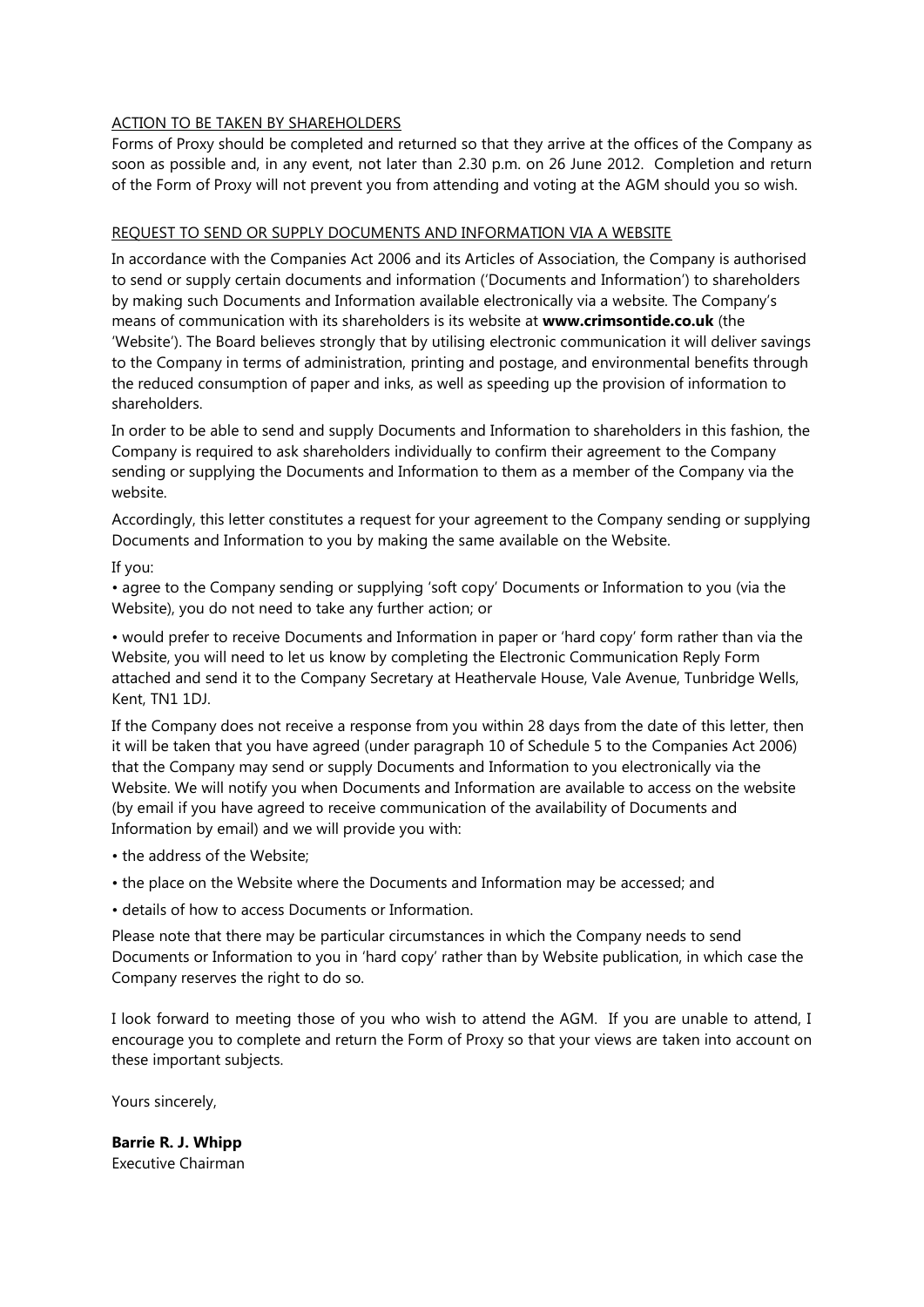## ACTION TO BE TAKEN BY SHAREHOLDERS

Forms of Proxy should be completed and returned so that they arrive at the offices of the Company as soon as possible and, in any event, not later than 2.30 p.m. on 26 June 2012. Completion and return of the Form of Proxy will not prevent you from attending and voting at the AGM should you so wish.

## REQUEST TO SEND OR SUPPLY DOCUMENTS AND INFORMATION VIA A WEBSITE

In accordance with the Companies Act 2006 and its Articles of Association, the Company is authorised to send or supply certain documents and information ('Documents and Information') to shareholders by making such Documents and Information available electronically via a website. The Company's means of communication with its shareholders is its website at **www.crimsontide.co.uk** (the 'Website'). The Board believes strongly that by utilising electronic communication it will deliver savings to the Company in terms of administration, printing and postage, and environmental benefits through the reduced consumption of paper and inks, as well as speeding up the provision of information to shareholders.

In order to be able to send and supply Documents and Information to shareholders in this fashion, the Company is required to ask shareholders individually to confirm their agreement to the Company sending or supplying the Documents and Information to them as a member of the Company via the website.

Accordingly, this letter constitutes a request for your agreement to the Company sending or supplying Documents and Information to you by making the same available on the Website.

If you:

- agree to the Company sending or supplying 'soft copy' Documents or Information to you (via the Website), you do not need to take any further action; or
- would prefer to receive Documents and Information in paper or 'hard copy' form rather than via the Website, you will need to let us know by completing the Electronic Communication Reply Form attached and send it to the Company Secretary at Heathervale House, Vale Avenue, Tunbridge Wells, Kent, TN1 1DJ.

If the Company does not receive a response from you within 28 days from the date of this letter, then it will be taken that you have agreed (under paragraph 10 of Schedule 5 to the Companies Act 2006) that the Company may send or supply Documents and Information to you electronically via the Website. We will notify you when Documents and Information are available to access on the website (by email if you have agreed to receive communication of the availability of Documents and Information by email) and we will provide you with:

- the address of the Website;
- the place on the Website where the Documents and Information may be accessed; and
- details of how to access Documents or Information.

Please note that there may be particular circumstances in which the Company needs to send Documents or Information to you in 'hard copy' rather than by Website publication, in which case the Company reserves the right to do so.

I look forward to meeting those of you who wish to attend the AGM. If you are unable to attend, I encourage you to complete and return the Form of Proxy so that your views are taken into account on these important subjects.

Yours sincerely,

**Barrie R. J. Whipp**
Executive Chairman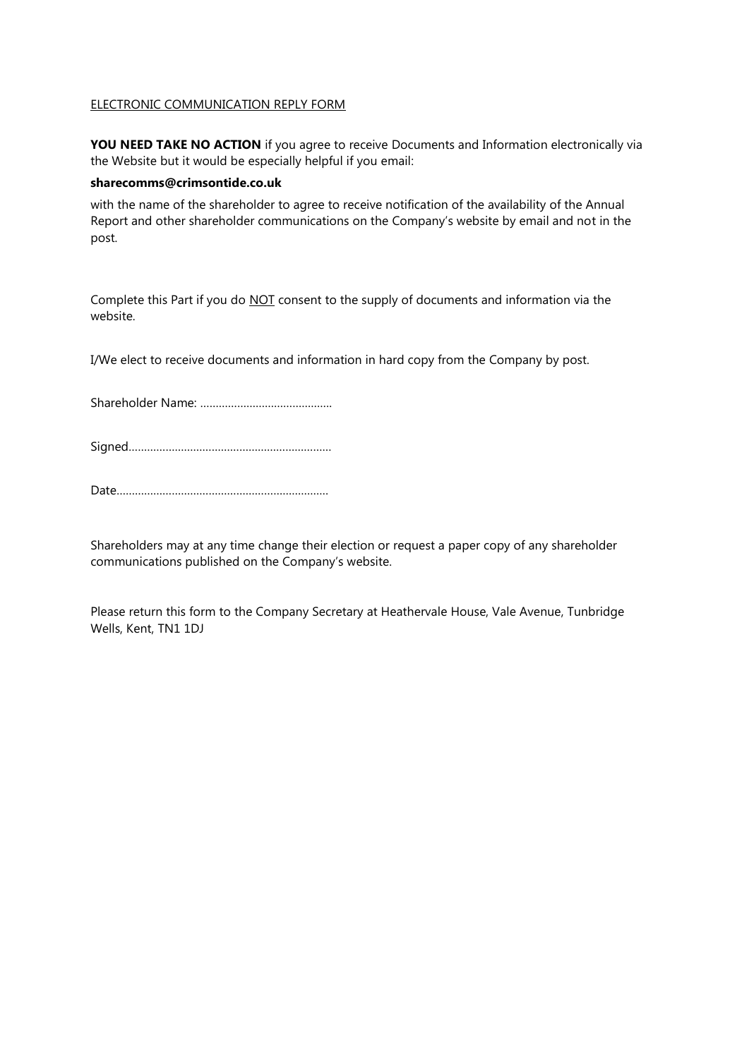<u>ELECTRONIC COMMUNICATION REPLY FORM</u>

**YOU NEED TAKE NO ACTION** if you agree to receive Documents and Information electronically via the Website but it would be especially helpful if you email:

**sharecomms@crimsontide.co.uk**

with the name of the shareholder to agree to receive notification of the availability of the Annual Report and other shareholder communications on the Company's website by email and not in the post.

Complete this Part if you do <u>NOT</u> consent to the supply of documents and information via the website.

I/We elect to receive documents and information in hard copy from the Company by post.

Shareholder Name: ……………………………………

Signed…………………………………………………………

Date……………………………………………………………

Shareholders may at any time change their election or request a paper copy of any shareholder communications published on the Company's website.

Please return this form to the Company Secretary at Heathervale House, Vale Avenue, Tunbridge Wells, Kent, TN1 1DJ